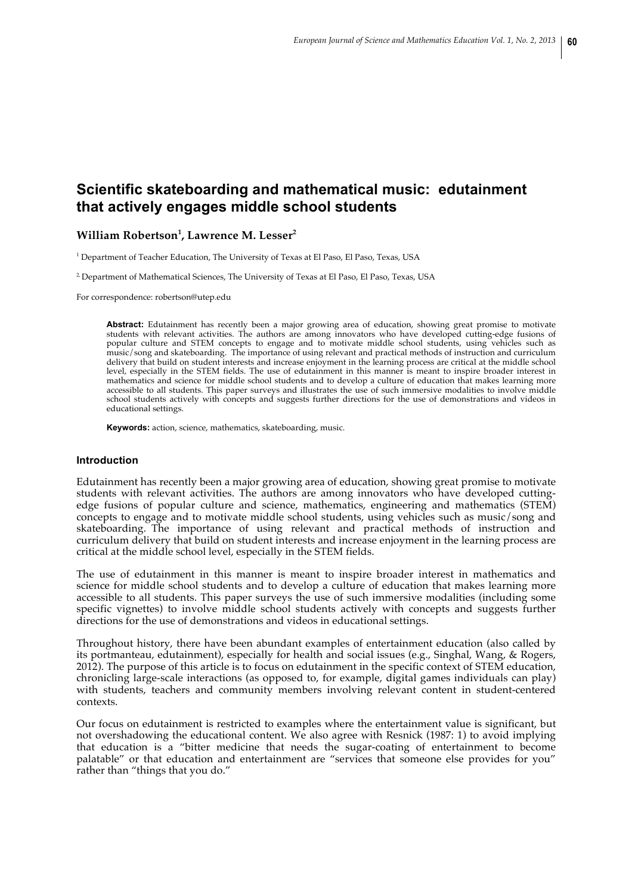# Scientific skateboarding and mathematical music: edutainment that actively engages middle school students

**William Robertson[1], Lawrence M. Lesser[2]**

[1] Department of Teacher Education, The University of Texas at El Paso, El Paso, Texas, USA

[2] Department of Mathematical Sciences, The University of Texas at El Paso, El Paso, Texas, USA

For correspondence: robertson@utep.edu

**Abstract:** Edutainment has recently been a major growing area of education, showing great promise to motivate students with relevant activities. The authors are among innovators who have developed cutting-edge fusions of popular culture and STEM concepts to engage and to motivate middle school students, using vehicles such as music/song and skateboarding. The importance of using relevant and practical methods of instruction and curriculum delivery that build on student interests and increase enjoyment in the learning process are critical at the middle school level, especially in the STEM fields. The use of edutainment in this manner is meant to inspire broader interest in mathematics and science for middle school students and to develop a culture of education that makes learning more accessible to all students. This paper surveys and illustrates the use of such immersive modalities to involve middle school students actively with concepts and suggests further directions for the use of demonstrations and videos in educational settings.

**Keywords:** action, science, mathematics, skateboarding, music.

## Introduction

Edutainment has recently been a major growing area of education, showing great promise to motivate students with relevant activities. The authors are among innovators who have developed cutting-edge fusions of popular culture and science, mathematics, engineering and mathematics (STEM) concepts to engage and to motivate middle school students, using vehicles such as music/song and skateboarding. The importance of using relevant and practical methods of instruction and curriculum delivery that build on student interests and increase enjoyment in the learning process are critical at the middle school level, especially in the STEM fields.

The use of edutainment in this manner is meant to inspire broader interest in mathematics and science for middle school students and to develop a culture of education that makes learning more accessible to all students. This paper surveys the use of such immersive modalities (including some specific vignettes) to involve middle school students actively with concepts and suggests further directions for the use of demonstrations and videos in educational settings.

Throughout history, there have been abundant examples of entertainment education (also called by its portmanteau, edutainment), especially for health and social issues (e.g., Singhal, Wang, & Rogers, 2012). The purpose of this article is to focus on edutainment in the specific context of STEM education, chronicling large-scale interactions (as opposed to, for example, digital games individuals can play) with students, teachers and community members involving relevant content in student-centered contexts.

Our focus on edutainment is restricted to examples where the entertainment value is significant, but not overshadowing the educational content. We also agree with Resnick (1987: 1) to avoid implying that education is a "bitter medicine that needs the sugar-coating of entertainment to become palatable" or that education and entertainment are "services that someone else provides for you" rather than "things that you do."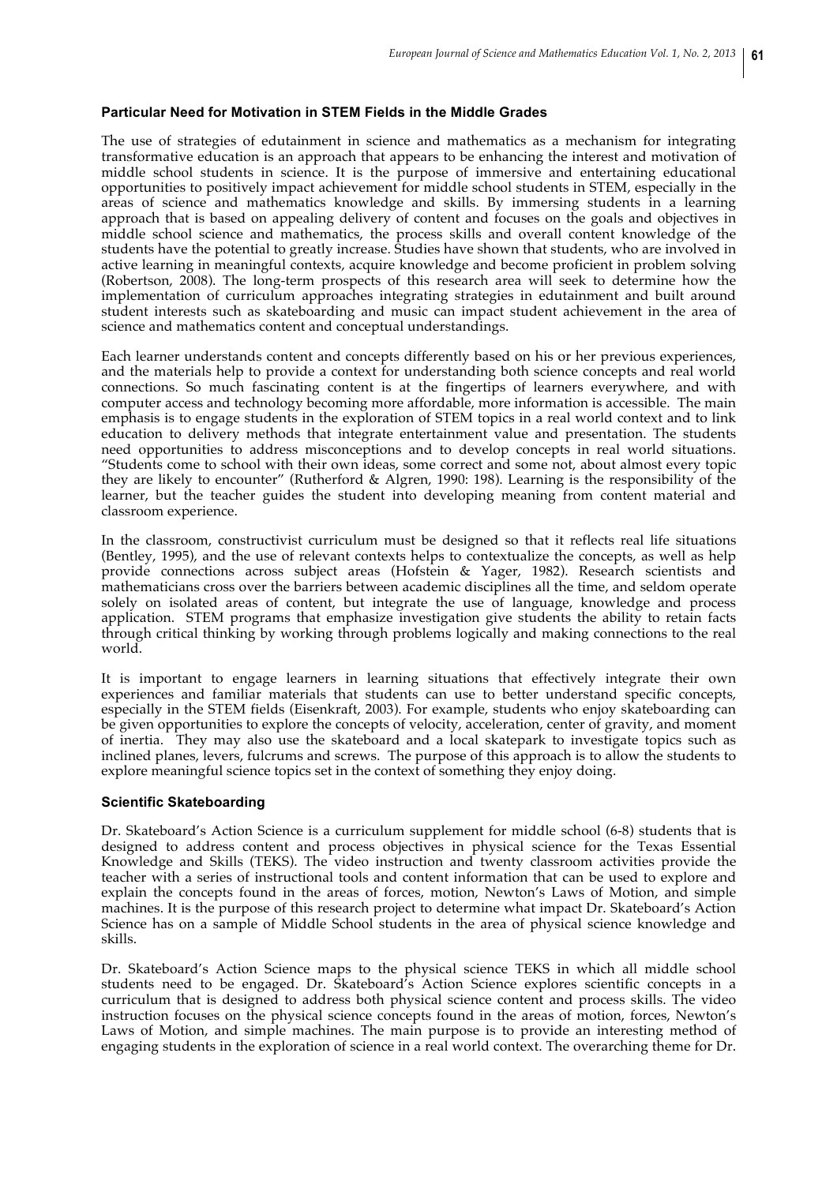#### Particular Need for Motivation in STEM Fields in the Middle Grades

The use of strategies of edutainment in science and mathematics as a mechanism for integrating transformative education is an approach that appears to be enhancing the interest and motivation of middle school students in science. It is the purpose of immersive and entertaining educational opportunities to positively impact achievement for middle school students in STEM, especially in the areas of science and mathematics knowledge and skills. By immersing students in a learning approach that is based on appealing delivery of content and focuses on the goals and objectives in middle school science and mathematics, the process skills and overall content knowledge of the students have the potential to greatly increase. Studies have shown that students, who are involved in active learning in meaningful contexts, acquire knowledge and become proficient in problem solving (Robertson, 2008). The long-term prospects of this research area will seek to determine how the implementation of curriculum approaches integrating strategies in edutainment and built around student interests such as skateboarding and music can impact student achievement in the area of science and mathematics content and conceptual understandings.

Each learner understands content and concepts differently based on his or her previous experiences, and the materials help to provide a context for understanding both science concepts and real world connections. So much fascinating content is at the fingertips of learners everywhere, and with computer access and technology becoming more affordable, more information is accessible. The main emphasis is to engage students in the exploration of STEM topics in a real world context and to link education to delivery methods that integrate entertainment value and presentation. The students need opportunities to address misconceptions and to develop concepts in real world situations. "Students come to school with their own ideas, some correct and some not, about almost every topic they are likely to encounter" (Rutherford & Algren, 1990: 198). Learning is the responsibility of the learner, but the teacher guides the student into developing meaning from content material and classroom experience.

In the classroom, constructivist curriculum must be designed so that it reflects real life situations (Bentley, 1995), and the use of relevant contexts helps to contextualize the concepts, as well as help provide connections across subject areas (Hofstein & Yager, 1982). Research scientists and mathematicians cross over the barriers between academic disciplines all the time, and seldom operate solely on isolated areas of content, but integrate the use of language, knowledge and process application. STEM programs that emphasize investigation give students the ability to retain facts through critical thinking by working through problems logically and making connections to the real world.

It is important to engage learners in learning situations that effectively integrate their own experiences and familiar materials that students can use to better understand specific concepts, especially in the STEM fields (Eisenkraft, 2003). For example, students who enjoy skateboarding can be given opportunities to explore the concepts of velocity, acceleration, center of gravity, and moment of inertia. They may also use the skateboard and a local skatepark to investigate topics such as inclined planes, levers, fulcrums and screws. The purpose of this approach is to allow the students to explore meaningful science topics set in the context of something they enjoy doing.

#### Scientific Skateboarding

Dr. Skateboard's Action Science is a curriculum supplement for middle school (6-8) students that is designed to address content and process objectives in physical science for the Texas Essential Knowledge and Skills (TEKS). The video instruction and twenty classroom activities provide the teacher with a series of instructional tools and content information that can be used to explore and explain the concepts found in the areas of forces, motion, Newton's Laws of Motion, and simple machines. It is the purpose of this research project to determine what impact Dr. Skateboard's Action Science has on a sample of Middle School students in the area of physical science knowledge and skills.

Dr. Skateboard's Action Science maps to the physical science TEKS in which all middle school students need to be engaged. Dr. Skateboard's Action Science explores scientific concepts in a curriculum that is designed to address both physical science content and process skills. The video instruction focuses on the physical science concepts found in the areas of motion, forces, Newton's Laws of Motion, and simple machines. The main purpose is to provide an interesting method of engaging students in the exploration of science in a real world context. The overarching theme for Dr.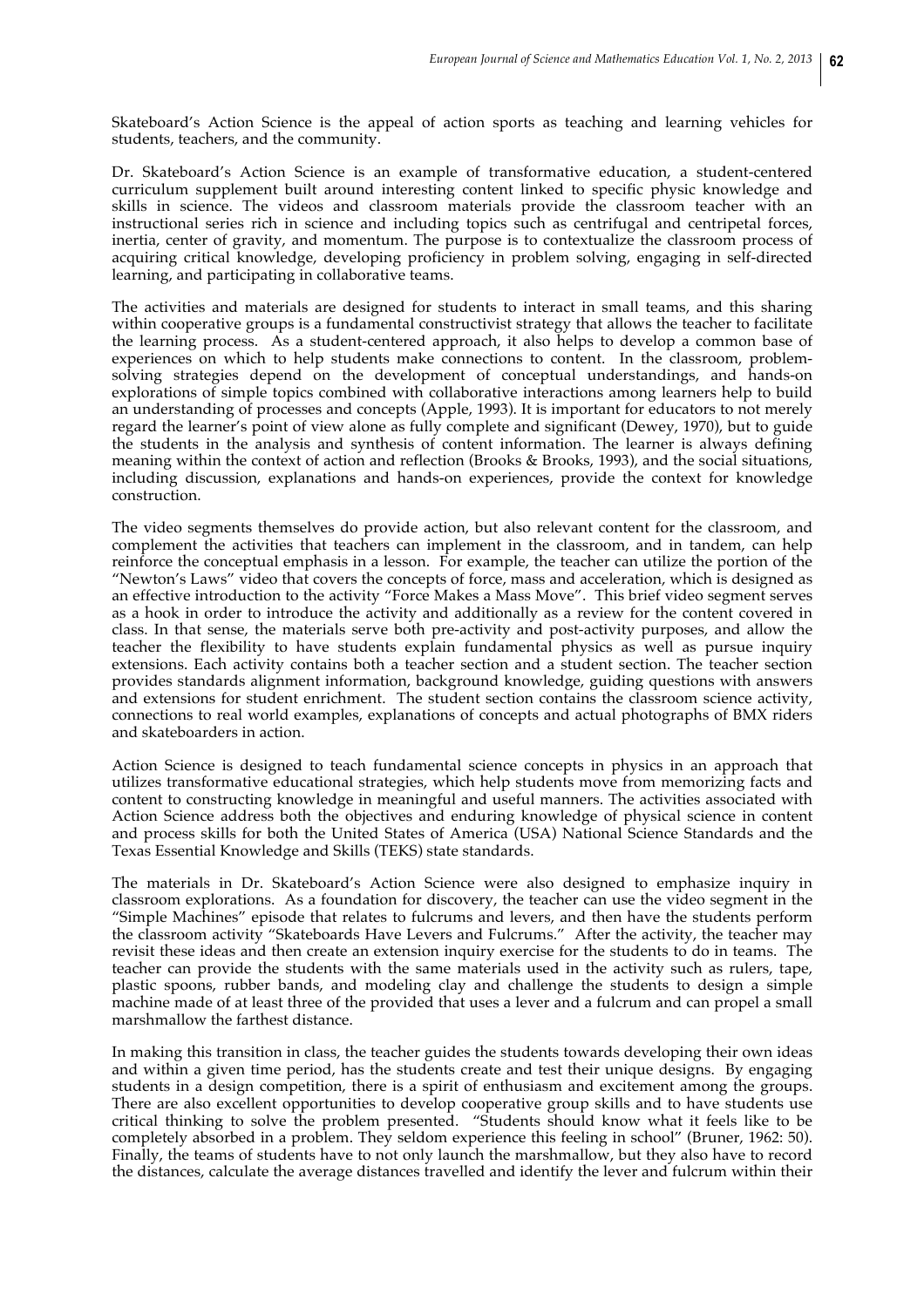Skateboard's Action Science is the appeal of action sports as teaching and learning vehicles for students, teachers, and the community.

Dr. Skateboard's Action Science is an example of transformative education, a student-centered curriculum supplement built around interesting content linked to specific physic knowledge and skills in science. The videos and classroom materials provide the classroom teacher with an instructional series rich in science and including topics such as centrifugal and centripetal forces, inertia, center of gravity, and momentum. The purpose is to contextualize the classroom process of acquiring critical knowledge, developing proficiency in problem solving, engaging in self-directed learning, and participating in collaborative teams.

The activities and materials are designed for students to interact in small teams, and this sharing within cooperative groups is a fundamental constructivist strategy that allows the teacher to facilitate the learning process. As a student-centered approach, it also helps to develop a common base of experiences on which to help students make connections to content. In the classroom, problem-solving strategies depend on the development of conceptual understandings, and hands-on explorations of simple topics combined with collaborative interactions among learners help to build an understanding of processes and concepts (Apple, 1993). It is important for educators to not merely regard the learner's point of view alone as fully complete and significant (Dewey, 1970), but to guide the students in the analysis and synthesis of content information. The learner is always defining meaning within the context of action and reflection (Brooks & Brooks, 1993), and the social situations, including discussion, explanations and hands-on experiences, provide the context for knowledge construction.

The video segments themselves do provide action, but also relevant content for the classroom, and complement the activities that teachers can implement in the classroom, and in tandem, can help reinforce the conceptual emphasis in a lesson. For example, the teacher can utilize the portion of the "Newton's Laws" video that covers the concepts of force, mass and acceleration, which is designed as an effective introduction to the activity "Force Makes a Mass Move". This brief video segment serves as a hook in order to introduce the activity and additionally as a review for the content covered in class. In that sense, the materials serve both pre-activity and post-activity purposes, and allow the teacher the flexibility to have students explain fundamental physics as well as pursue inquiry extensions. Each activity contains both a teacher section and a student section. The teacher section provides standards alignment information, background knowledge, guiding questions with answers and extensions for student enrichment. The student section contains the classroom science activity, connections to real world examples, explanations of concepts and actual photographs of BMX riders and skateboarders in action.

Action Science is designed to teach fundamental science concepts in physics in an approach that utilizes transformative educational strategies, which help students move from memorizing facts and content to constructing knowledge in meaningful and useful manners. The activities associated with Action Science address both the objectives and enduring knowledge of physical science in content and process skills for both the United States of America (USA) National Science Standards and the Texas Essential Knowledge and Skills (TEKS) state standards.

The materials in Dr. Skateboard's Action Science were also designed to emphasize inquiry in classroom explorations. As a foundation for discovery, the teacher can use the video segment in the "Simple Machines" episode that relates to fulcrums and levers, and then have the students perform the classroom activity "Skateboards Have Levers and Fulcrums." After the activity, the teacher may revisit these ideas and then create an extension inquiry exercise for the students to do in teams. The teacher can provide the students with the same materials used in the activity such as rulers, tape, plastic spoons, rubber bands, and modeling clay and challenge the students to design a simple machine made of at least three of the provided that uses a lever and a fulcrum and can propel a small marshmallow the farthest distance.

In making this transition in class, the teacher guides the students towards developing their own ideas and within a given time period, has the students create and test their unique designs. By engaging students in a design competition, there is a spirit of enthusiasm and excitement among the groups. There are also excellent opportunities to develop cooperative group skills and to have students use critical thinking to solve the problem presented. "Students should know what it feels like to be completely absorbed in a problem. They seldom experience this feeling in school" (Bruner, 1962: 50). Finally, the teams of students have to not only launch the marshmallow, but they also have to record the distances, calculate the average distances travelled and identify the lever and fulcrum within their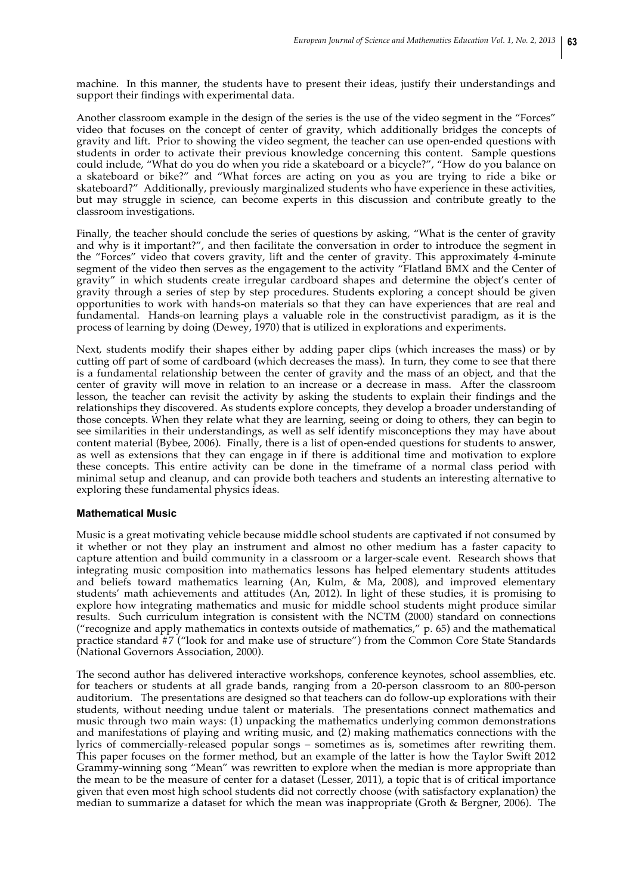machine. In this manner, the students have to present their ideas, justify their understandings and support their findings with experimental data.

Another classroom example in the design of the series is the use of the video segment in the "Forces" video that focuses on the concept of center of gravity, which additionally bridges the concepts of gravity and lift. Prior to showing the video segment, the teacher can use open-ended questions with students in order to activate their previous knowledge concerning this content. Sample questions could include, "What do you do when you ride a skateboard or a bicycle?", "How do you balance on a skateboard or bike?" and "What forces are acting on you as you are trying to ride a bike or skateboard?" Additionally, previously marginalized students who have experience in these activities, but may struggle in science, can become experts in this discussion and contribute greatly to the classroom investigations.

Finally, the teacher should conclude the series of questions by asking, "What is the center of gravity and why is it important?", and then facilitate the conversation in order to introduce the segment in the "Forces" video that covers gravity, lift and the center of gravity. This approximately 4-minute segment of the video then serves as the engagement to the activity "Flatland BMX and the Center of gravity" in which students create irregular cardboard shapes and determine the object's center of gravity through a series of step by step procedures. Students exploring a concept should be given opportunities to work with hands-on materials so that they can have experiences that are real and fundamental. Hands-on learning plays a valuable role in the constructivist paradigm, as it is the process of learning by doing (Dewey, 1970) that is utilized in explorations and experiments.

Next, students modify their shapes either by adding paper clips (which increases the mass) or by cutting off part of some of cardboard (which decreases the mass). In turn, they come to see that there is a fundamental relationship between the center of gravity and the mass of an object, and that the center of gravity will move in relation to an increase or a decrease in mass. After the classroom lesson, the teacher can revisit the activity by asking the students to explain their findings and the relationships they discovered. As students explore concepts, they develop a broader understanding of those concepts. When they relate what they are learning, seeing or doing to others, they can begin to see similarities in their understandings, as well as self identify misconceptions they may have about content material (Bybee, 2006). Finally, there is a list of open-ended questions for students to answer, as well as extensions that they can engage in if there is additional time and motivation to explore these concepts. This entire activity can be done in the timeframe of a normal class period with minimal setup and cleanup, and can provide both teachers and students an interesting alternative to exploring these fundamental physics ideas.

#### Mathematical Music

Music is a great motivating vehicle because middle school students are captivated if not consumed by it whether or not they play an instrument and almost no other medium has a faster capacity to capture attention and build community in a classroom or a larger-scale event. Research shows that integrating music composition into mathematics lessons has helped elementary students attitudes and beliefs toward mathematics learning (An, Kulm, & Ma, 2008), and improved elementary students' math achievements and attitudes (An, 2012). In light of these studies, it is promising to explore how integrating mathematics and music for middle school students might produce similar results. Such curriculum integration is consistent with the NCTM (2000) standard on connections ("recognize and apply mathematics in contexts outside of mathematics," p. 65) and the mathematical practice standard #7 ("look for and make use of structure") from the Common Core State Standards (National Governors Association, 2000).

The second author has delivered interactive workshops, conference keynotes, school assemblies, etc. for teachers or students at all grade bands, ranging from a 20-person classroom to an 800-person auditorium. The presentations are designed so that teachers can do follow-up explorations with their students, without needing undue talent or materials. The presentations connect mathematics and music through two main ways: (1) unpacking the mathematics underlying common demonstrations and manifestations of playing and writing music, and (2) making mathematics connections with the lyrics of commercially-released popular songs – sometimes as is, sometimes after rewriting them. This paper focuses on the former method, but an example of the latter is how the Taylor Swift 2012 Grammy-winning song "Mean" was rewritten to explore when the median is more appropriate than the mean to be the measure of center for a dataset (Lesser, 2011), a topic that is of critical importance given that even most high school students did not correctly choose (with satisfactory explanation) the median to summarize a dataset for which the mean was inappropriate (Groth & Bergner, 2006). The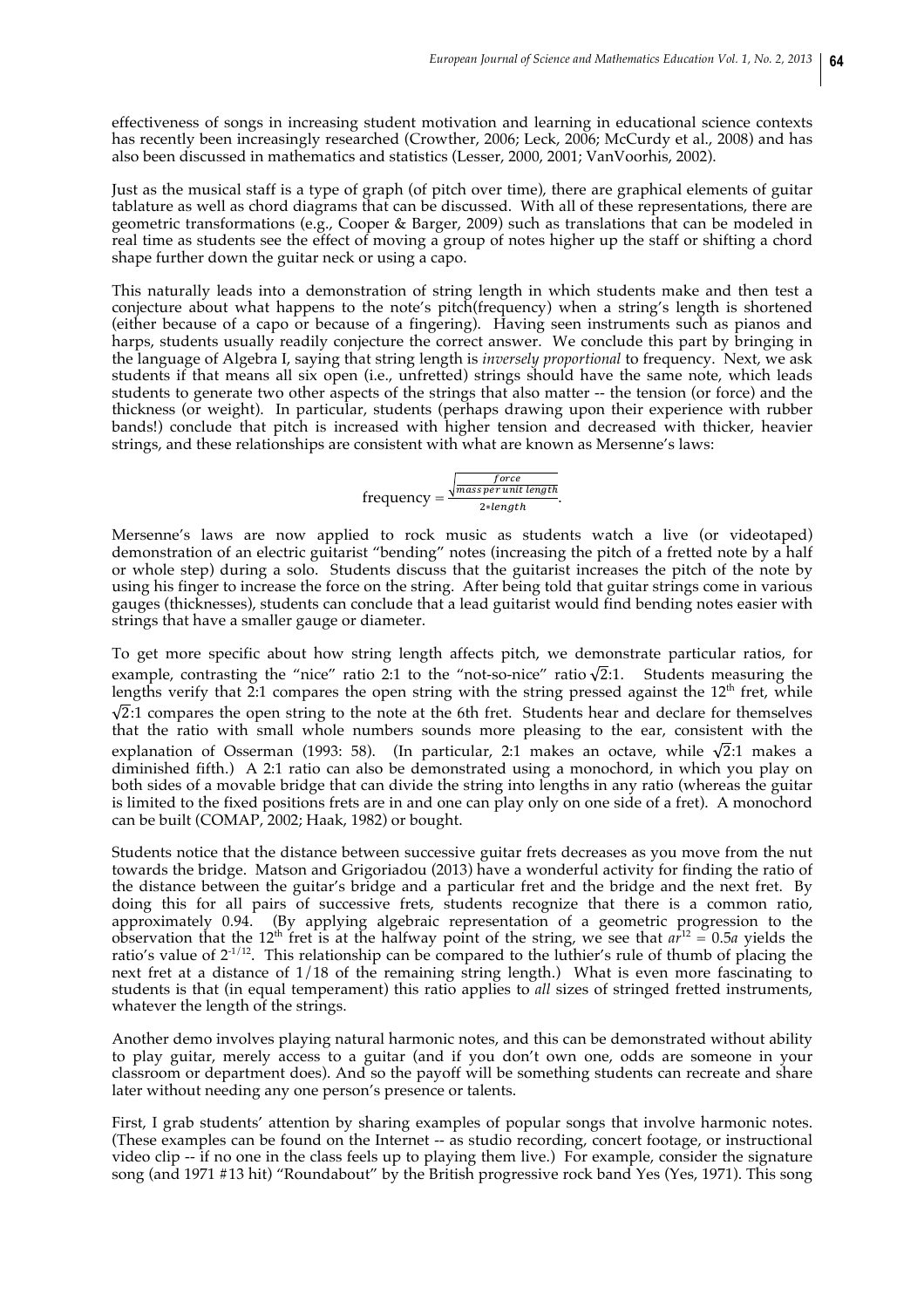effectiveness of songs in increasing student motivation and learning in educational science contexts has recently been increasingly researched (Crowther, 2006; Leck, 2006; McCurdy et al., 2008) and has also been discussed in mathematics and statistics (Lesser, 2000, 2001; VanVoorhis, 2002).

Just as the musical staff is a type of graph (of pitch over time), there are graphical elements of guitar tablature as well as chord diagrams that can be discussed. With all of these representations, there are geometric transformations (e.g., Cooper & Barger, 2009) such as translations that can be modeled in real time as students see the effect of moving a group of notes higher up the staff or shifting a chord shape further down the guitar neck or using a capo.

This naturally leads into a demonstration of string length in which students make and then test a conjecture about what happens to the note's pitch(frequency) when a string's length is shortened (either because of a capo or because of a fingering). Having seen instruments such as pianos and harps, students usually readily conjecture the correct answer. We conclude this part by bringing in the language of Algebra I, saying that string length is *inversely proportional* to frequency. Next, we ask students if that means all six open (i.e., unfretted) strings should have the same note, which leads students to generate two other aspects of the strings that also matter -- the tension (or force) and the thickness (or weight). In particular, students (perhaps drawing upon their experience with rubber bands!) conclude that pitch is increased with higher tension and decreased with thicker, heavier strings, and these relationships are consistent with what are known as Mersenne's laws:

$$\text{frequency} = \frac{\sqrt{\frac{force}{mass\ per\ unit\ length}}}{2 * length}.$$

Mersenne's laws are now applied to rock music as students watch a live (or videotaped) demonstration of an electric guitarist "bending" notes (increasing the pitch of a fretted note by a half or whole step) during a solo. Students discuss that the guitarist increases the pitch of the note by using his finger to increase the force on the string. After being told that guitar strings come in various gauges (thicknesses), students can conclude that a lead guitarist would find bending notes easier with strings that have a smaller gauge or diameter.

To get more specific about how string length affects pitch, we demonstrate particular ratios, for example, contrasting the "nice" ratio 2:1 to the "not-so-nice" ratio $\sqrt{2}$:1. Students measuring the lengths verify that 2:1 compares the open string with the string pressed against the 12th fret, while $\sqrt{2}$:1 compares the open string to the note at the 6th fret. Students hear and declare for themselves that the ratio with small whole numbers sounds more pleasing to the ear, consistent with the explanation of Osserman (1993: 58). (In particular, 2:1 makes an octave, while $\sqrt{2}$:1 makes a diminished fifth.) A 2:1 ratio can also be demonstrated using a monochord, in which you play on both sides of a movable bridge that can divide the string into lengths in any ratio (whereas the guitar is limited to the fixed positions frets are in and one can play only on one side of a fret). A monochord can be built (COMAP, 2002; Haak, 1982) or bought.

Students notice that the distance between successive guitar frets decreases as you move from the nut towards the bridge. Matson and Grigoriadou (2013) have a wonderful activity for finding the ratio of the distance between the guitar's bridge and a particular fret and the bridge and the next fret. By doing this for all pairs of successive frets, students recognize that there is a common ratio, approximately 0.94. (By applying algebraic representation of a geometric progression to the observation that the 12th fret is at the halfway point of the string, we see that $ar^{12} = 0.5a$ yields the ratio's value of $2^{-1/12}$. This relationship can be compared to the luthier's rule of thumb of placing the next fret at a distance of $1/18$ of the remaining string length.) What is even more fascinating to students is that (in equal temperament) this ratio applies to *all* sizes of stringed fretted instruments, whatever the length of the strings.

Another demo involves playing natural harmonic notes, and this can be demonstrated without ability to play guitar, merely access to a guitar (and if you don't own one, odds are someone in your classroom or department does). And so the payoff will be something students can recreate and share later without needing any one person's presence or talents.

First, I grab students' attention by sharing examples of popular songs that involve harmonic notes. (These examples can be found on the Internet -- as studio recording, concert footage, or instructional video clip -- if no one in the class feels up to playing them live.) For example, consider the signature song (and 1971 #13 hit) "Roundabout" by the British progressive rock band Yes (Yes, 1971). This song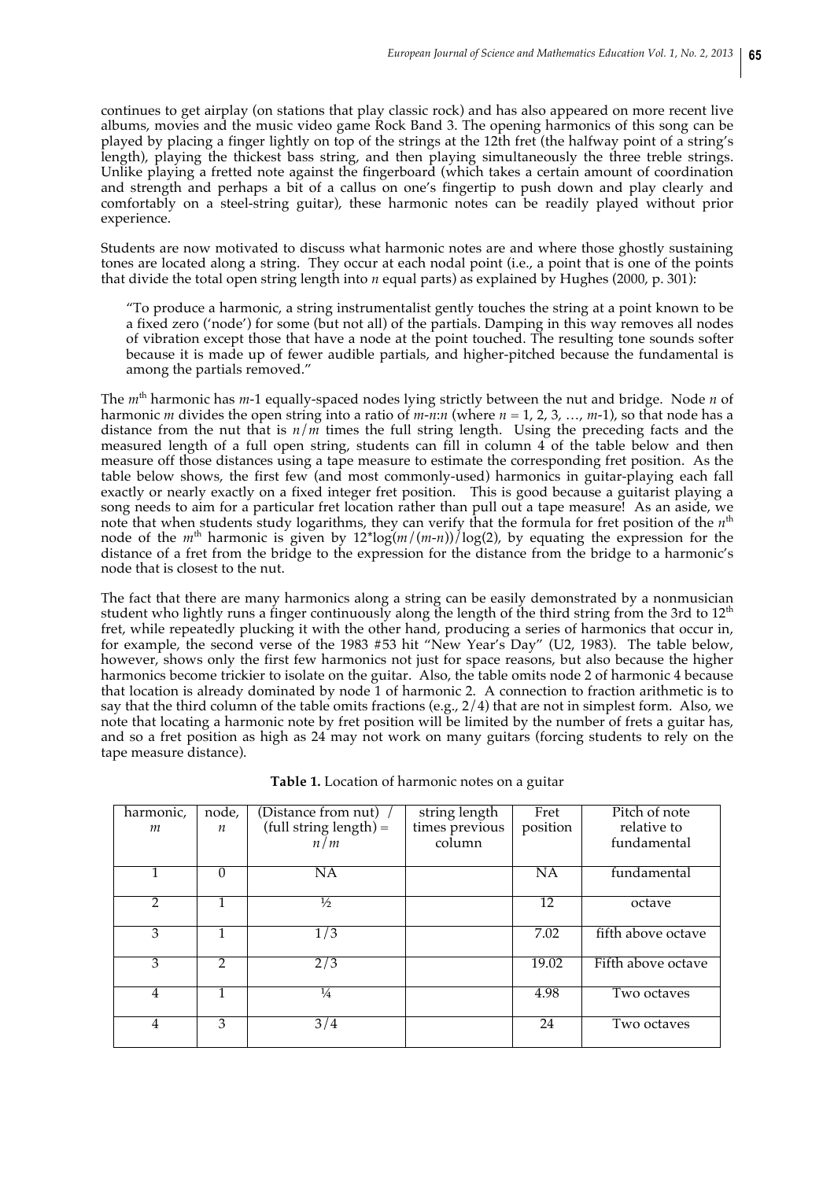continues to get airplay (on stations that play classic rock) and has also appeared on more recent live albums, movies and the music video game Rock Band 3. The opening harmonics of this song can be played by placing a finger lightly on top of the strings at the 12th fret (the halfway point of a string's length), playing the thickest bass string, and then playing simultaneously the three treble strings. Unlike playing a fretted note against the fingerboard (which takes a certain amount of coordination and strength and perhaps a bit of a callus on one's fingertip to push down and play clearly and comfortably on a steel-string guitar), these harmonic notes can be readily played without prior experience.

Students are now motivated to discuss what harmonic notes are and where those ghostly sustaining tones are located along a string. They occur at each nodal point (i.e., a point that is one of the points that divide the total open string length into $n$ equal parts) as explained by Hughes (2000, p. 301):

> "To produce a harmonic, a string instrumentalist gently touches the string at a point known to be a fixed zero ('node') for some (but not all) of the partials. Damping in this way removes all nodes of vibration except those that have a node at the point touched. The resulting tone sounds softer because it is made up of fewer audible partials, and higher-pitched because the fundamental is among the partials removed."

The $m^{\text{th}}$ harmonic has $m$-1 equally-spaced nodes lying strictly between the nut and bridge. Node $n$ of harmonic $m$ divides the open string into a ratio of $m$-$n$:$n$ (where $n$ = 1, 2, 3, …, $m$-1), so that node has a distance from the nut that is $n/m$ times the full string length. Using the preceding facts and the measured length of a full open string, students can fill in column 4 of the table below and then measure off those distances using a tape measure to estimate the corresponding fret position. As the table below shows, the first few (and most commonly-used) harmonics in guitar-playing each fall exactly or nearly exactly on a fixed integer fret position. This is good because a guitarist playing a song needs to aim for a particular fret location rather than pull out a tape measure! As an aside, we note that when students study logarithms, they can verify that the formula for fret position of the $n^{\text{th}}$ node of the $m^{\text{th}}$ harmonic is given by $12*\log(m/(m-n))/\log(2)$, by equating the expression for the distance of a fret from the bridge to the expression for the distance from the bridge to a harmonic's node that is closest to the nut.

The fact that there are many harmonics along a string can be easily demonstrated by a nonmusician student who lightly runs a finger continuously along the length of the third string from the 3rd to 12th fret, while repeatedly plucking it with the other hand, producing a series of harmonics that occur in, for example, the second verse of the 1983 #53 hit "New Year's Day" (U2, 1983). The table below, however, shows only the first few harmonics not just for space reasons, but also because the higher harmonics become trickier to isolate on the guitar. Also, the table omits node 2 of harmonic 4 because that location is already dominated by node 1 of harmonic 2. A connection to fraction arithmetic is to say that the third column of the table omits fractions (e.g., 2/4) that are not in simplest form. Also, we note that locating a harmonic note by fret position will be limited by the number of frets a guitar has, and so a fret position as high as 24 may not work on many guitars (forcing students to rely on the tape measure distance).

**Table 1.** Location of harmonic notes on a guitar

| harmonic, $m$ | node, $n$ | (Distance from nut) / (full string length) = $n/m$ | string length times previous column | Fret position | Pitch of note relative to fundamental |
|---|---|---|---|---|---|
| 1 | 0 | NA | | NA | fundamental |
| 2 | 1 | ½ | | 12 | octave |
| 3 | 1 | 1/3 | | 7.02 | fifth above octave |
| 3 | 2 | 2/3 | | 19.02 | Fifth above octave |
| 4 | 1 | ¼ | | 4.98 | Two octaves |
| 4 | 3 | 3/4 | | 24 | Two octaves |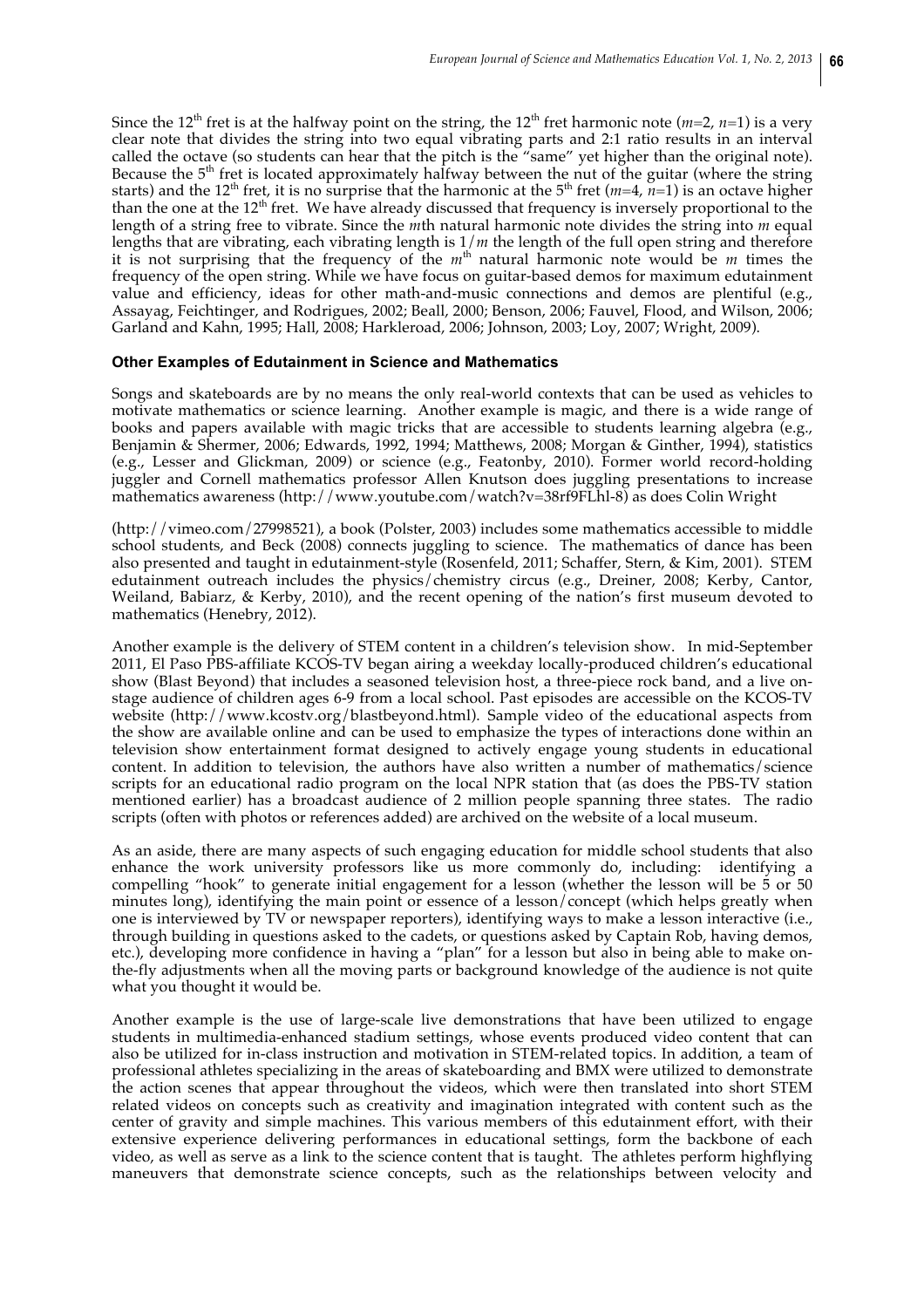Since the 12$^{th}$ fret is at the halfway point on the string, the 12$^{th}$ fret harmonic note ($m$=2, $n$=1) is a very clear note that divides the string into two equal vibrating parts and 2:1 ratio results in an interval called the octave (so students can hear that the pitch is the "same" yet higher than the original note). Because the 5$^{th}$ fret is located approximately halfway between the nut of the guitar (where the string starts) and the 12$^{th}$ fret, it is no surprise that the harmonic at the 5$^{th}$ fret ($m$=4, $n$=1) is an octave higher than the one at the 12$^{th}$ fret. We have already discussed that frequency is inversely proportional to the length of a string free to vibrate. Since the $m$th natural harmonic note divides the string into $m$ equal lengths that are vibrating, each vibrating length is $1/m$ the length of the full open string and therefore it is not surprising that the frequency of the $m^{th}$ natural harmonic note would be $m$ times the frequency of the open string. While we have focus on guitar-based demos for maximum edutainment value and efficiency, ideas for other math-and-music connections and demos are plentiful (e.g., Assayag, Feichtinger, and Rodrigues, 2002; Beall, 2000; Benson, 2006; Fauvel, Flood, and Wilson, 2006; Garland and Kahn, 1995; Hall, 2008; Harkleroad, 2006; Johnson, 2003; Loy, 2007; Wright, 2009).

#### Other Examples of Edutainment in Science and Mathematics

Songs and skateboards are by no means the only real-world contexts that can be used as vehicles to motivate mathematics or science learning. Another example is magic, and there is a wide range of books and papers available with magic tricks that are accessible to students learning algebra (e.g., Benjamin & Shermer, 2006; Edwards, 1992, 1994; Matthews, 2008; Morgan & Ginther, 1994), statistics (e.g., Lesser and Glickman, 2009) or science (e.g., Featonby, 2010). Former world record-holding juggler and Cornell mathematics professor Allen Knutson does juggling presentations to increase mathematics awareness (http://www.youtube.com/watch?v=38rf9FLhl-8) as does Colin Wright

(http://vimeo.com/27998521), a book (Polster, 2003) includes some mathematics accessible to middle school students, and Beck (2008) connects juggling to science. The mathematics of dance has been also presented and taught in edutainment-style (Rosenfeld, 2011; Schaffer, Stern, & Kim, 2001). STEM edutainment outreach includes the physics/chemistry circus (e.g., Dreiner, 2008; Kerby, Cantor, Weiland, Babiarz, & Kerby, 2010), and the recent opening of the nation's first museum devoted to mathematics (Henebry, 2012).

Another example is the delivery of STEM content in a children's television show. In mid-September 2011, El Paso PBS-affiliate KCOS-TV began airing a weekday locally-produced children's educational show (Blast Beyond) that includes a seasoned television host, a three-piece rock band, and a live on-stage audience of children ages 6-9 from a local school. Past episodes are accessible on the KCOS-TV website (http://www.kcostv.org/blastbeyond.html). Sample video of the educational aspects from the show are available online and can be used to emphasize the types of interactions done within an television show entertainment format designed to actively engage young students in educational content. In addition to television, the authors have also written a number of mathematics/science scripts for an educational radio program on the local NPR station that (as does the PBS-TV station mentioned earlier) has a broadcast audience of 2 million people spanning three states. The radio scripts (often with photos or references added) are archived on the website of a local museum.

As an aside, there are many aspects of such engaging education for middle school students that also enhance the work university professors like us more commonly do, including: identifying a compelling "hook" to generate initial engagement for a lesson (whether the lesson will be 5 or 50 minutes long), identifying the main point or essence of a lesson/concept (which helps greatly when one is interviewed by TV or newspaper reporters), identifying ways to make a lesson interactive (i.e., through building in questions asked to the cadets, or questions asked by Captain Rob, having demos, etc.), developing more confidence in having a "plan" for a lesson but also in being able to make on-the-fly adjustments when all the moving parts or background knowledge of the audience is not quite what you thought it would be.

Another example is the use of large-scale live demonstrations that have been utilized to engage students in multimedia-enhanced stadium settings, whose events produced video content that can also be utilized for in-class instruction and motivation in STEM-related topics. In addition, a team of professional athletes specializing in the areas of skateboarding and BMX were utilized to demonstrate the action scenes that appear throughout the videos, which were then translated into short STEM related videos on concepts such as creativity and imagination integrated with content such as the center of gravity and simple machines. This various members of this edutainment effort, with their extensive experience delivering performances in educational settings, form the backbone of each video, as well as serve as a link to the science content that is taught. The athletes perform highflying maneuvers that demonstrate science concepts, such as the relationships between velocity and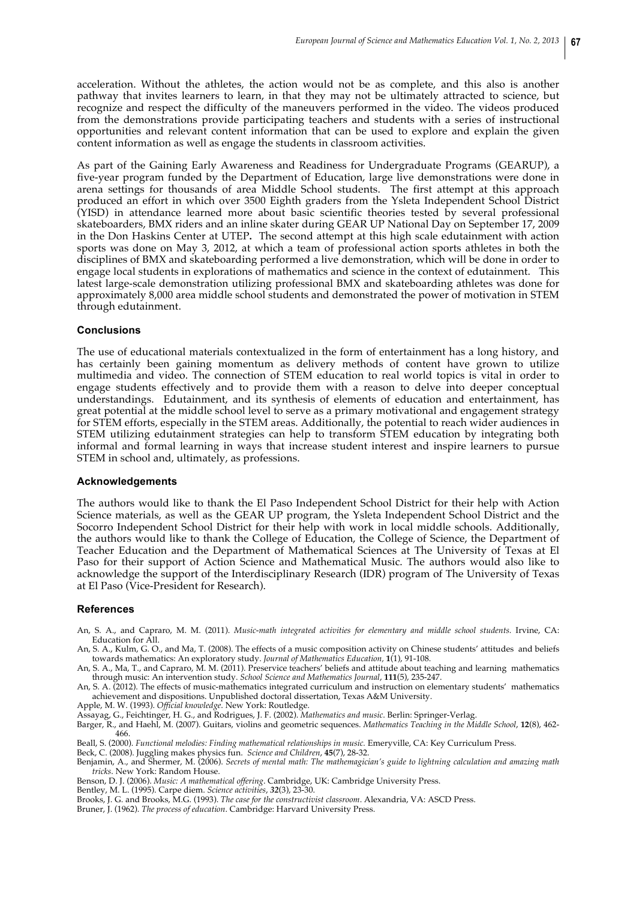acceleration. Without the athletes, the action would not be as complete, and this also is another pathway that invites learners to learn, in that they may not be ultimately attracted to science, but recognize and respect the difficulty of the maneuvers performed in the video. The videos produced from the demonstrations provide participating teachers and students with a series of instructional opportunities and relevant content information that can be used to explore and explain the given content information as well as engage the students in classroom activities.

As part of the Gaining Early Awareness and Readiness for Undergraduate Programs (GEARUP), a five-year program funded by the Department of Education, large live demonstrations were done in arena settings for thousands of area Middle School students. The first attempt at this approach produced an effort in which over 3500 Eighth graders from the Ysleta Independent School District (YISD) in attendance learned more about basic scientific theories tested by several professional skateboarders, BMX riders and an inline skater during GEAR UP National Day on September 17, 2009 in the Don Haskins Center at UTEP**.** The second attempt at this high scale edutainment with action sports was done on May 3, 2012, at which a team of professional action sports athletes in both the disciplines of BMX and skateboarding performed a live demonstration, which will be done in order to engage local students in explorations of mathematics and science in the context of edutainment. This latest large-scale demonstration utilizing professional BMX and skateboarding athletes was done for approximately 8,000 area middle school students and demonstrated the power of motivation in STEM through edutainment.

## Conclusions

The use of educational materials contextualized in the form of entertainment has a long history, and has certainly been gaining momentum as delivery methods of content have grown to utilize multimedia and video. The connection of STEM education to real world topics is vital in order to engage students effectively and to provide them with a reason to delve into deeper conceptual understandings. Edutainment, and its synthesis of elements of education and entertainment, has great potential at the middle school level to serve as a primary motivational and engagement strategy for STEM efforts, especially in the STEM areas. Additionally, the potential to reach wider audiences in STEM utilizing edutainment strategies can help to transform STEM education by integrating both informal and formal learning in ways that increase student interest and inspire learners to pursue STEM in school and, ultimately, as professions.

## Acknowledgements

The authors would like to thank the El Paso Independent School District for their help with Action Science materials, as well as the GEAR UP program, the Ysleta Independent School District and the Socorro Independent School District for their help with work in local middle schools. Additionally, the authors would like to thank the College of Education, the College of Science, the Department of Teacher Education and the Department of Mathematical Sciences at The University of Texas at El Paso for their support of Action Science and Mathematical Music. The authors would also like to acknowledge the support of the Interdisciplinary Research (IDR) program of The University of Texas at El Paso (Vice-President for Research).

## References

An, S. A., and Capraro, M. M. (2011). *Music-math integrated activities for elementary and middle school students.* Irvine, CA: Education for All.

An, S. A., Kulm, G. O., and Ma, T. (2008). The effects of a music composition activity on Chinese students' attitudes and beliefs towards mathematics: An exploratory study. *Journal of Mathematics Education,* **1**(1), 91-108.

An, S. A., Ma, T., and Capraro, M. M. (2011). Preservice teachers' beliefs and attitude about teaching and learning mathematics through music: An intervention study. *School Science and Mathematics Journal*, **111**(5), 235-247.

An, S. A. (2012). The effects of music-mathematics integrated curriculum and instruction on elementary students' mathematics achievement and dispositions. Unpublished doctoral dissertation, Texas A&M University.

Apple, M. W. (1993). *Official knowledge*. New York: Routledge.

Assayag, G., Feichtinger, H. G., and Rodrigues, J. F. (2002). *Mathematics and music*. Berlin: Springer-Verlag.

Barger, R., and Haehl, M. (2007). Guitars, violins and geometric sequences. *Mathematics Teaching in the Middle School*, **12**(8), 462-466.

Beall, S. (2000). *Functional melodies: Finding mathematical relationships in music.* Emeryville, CA: Key Curriculum Press.

Beck, C. (2008). Juggling makes physics fun. *Science and Children*, **45**(7), 28-32.

Benjamin, A., and Shermer, M. (2006). *Secrets of mental math: The mathemagician's guide to lightning calculation and amazing math tricks*. New York: Random House.

Benson, D. J. (2006). *Music: A mathematical offering*. Cambridge, UK: Cambridge University Press.

Bentley, M. L. (1995). Carpe diem. *Science activities*, ***32***(3), 23-30.

Brooks, J. G. and Brooks, M.G. (1993). *The case for the constructivist classroom*. Alexandria, VA: ASCD Press.

Bruner, J. (1962). *The process of education*. Cambridge: Harvard University Press.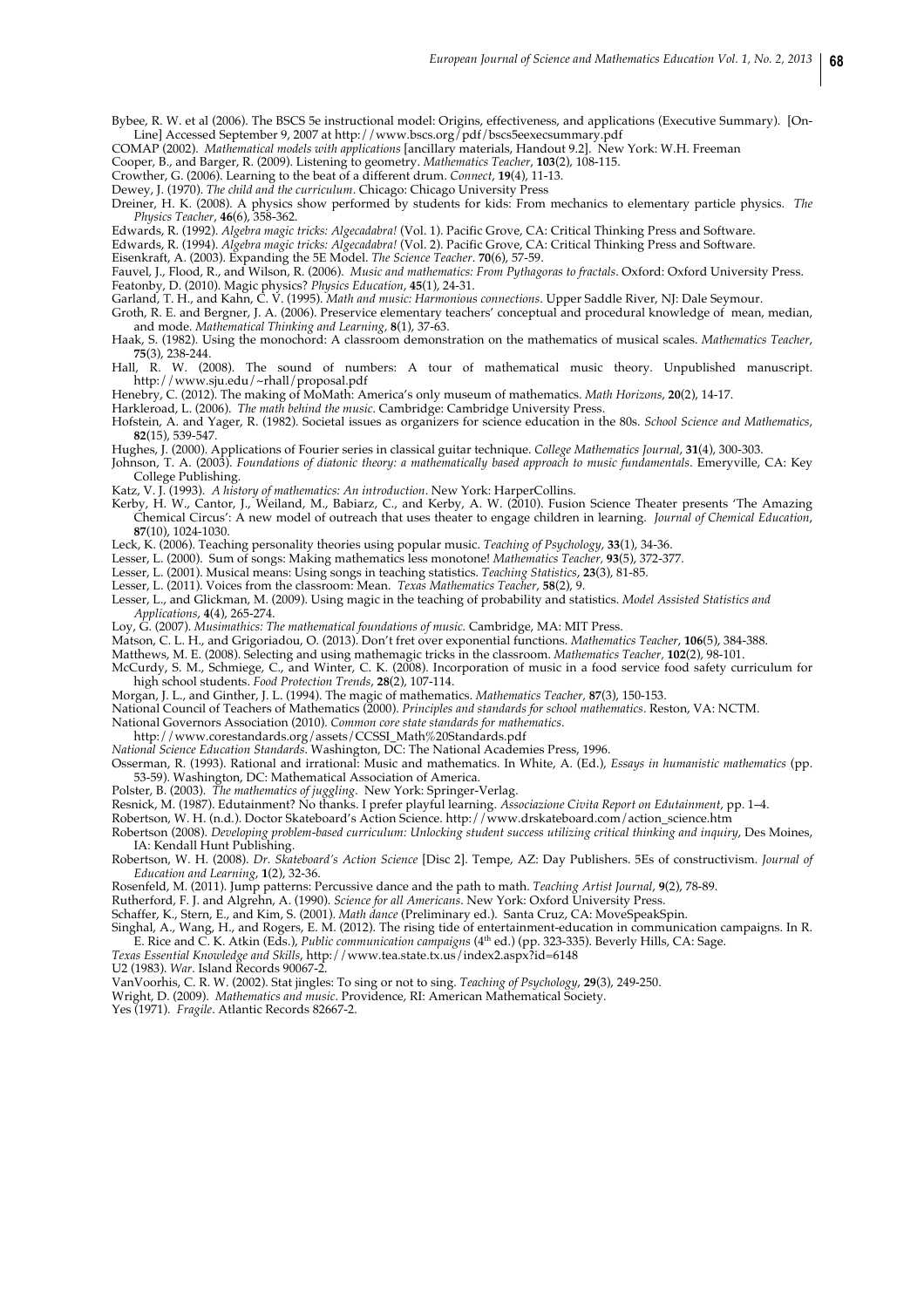Bybee, R. W. et al (2006). The BSCS 5e instructional model: Origins, effectiveness, and applications (Executive Summary). [On-Line] Accessed September 9, 2007 at http://www.bscs.org/pdf/bscs5eexecsummary.pdf

COMAP (2002). *Mathematical models with applications* [ancillary materials, Handout 9.2]. New York: W.H. Freeman

Cooper, B., and Barger, R. (2009). Listening to geometry. *Mathematics Teacher*, **103**(2), 108-115.

Crowther, G. (2006). Learning to the beat of a different drum. *Connect*, **19**(4), 11-13.

Dewey, J. (1970). *The child and the curriculum*. Chicago: Chicago University Press

Dreiner, H. K. (2008). A physics show performed by students for kids: From mechanics to elementary particle physics. *The Physics Teacher*, **46**(6), 358-362.

Edwards, R. (1992). *Algebra magic tricks: Algecadabra!* (Vol. 1). Pacific Grove, CA: Critical Thinking Press and Software.

Edwards, R. (1994). *Algebra magic tricks: Algecadabra!* (Vol. 2). Pacific Grove, CA: Critical Thinking Press and Software.

Eisenkraft, A. (2003). Expanding the 5E Model. *The Science Teacher*. **70**(6), 57-59.

Fauvel, J., Flood, R., and Wilson, R. (2006). *Music and mathematics: From Pythagoras to fractals*. Oxford: Oxford University Press.

Featonby, D. (2010). Magic physics? *Physics Education*, **45**(1), 24-31.

Garland, T. H., and Kahn, C. V. (1995). *Math and music: Harmonious connections*. Upper Saddle River, NJ: Dale Seymour.

Groth, R. E. and Bergner, J. A. (2006). Preservice elementary teachers' conceptual and procedural knowledge of mean, median, and mode. *Mathematical Thinking and Learning*, **8**(1), 37-63.

Haak, S. (1982). Using the monochord: A classroom demonstration on the mathematics of musical scales. *Mathematics Teacher*, **75**(3), 238-244.

Hall, R. W. (2008). The sound of numbers: A tour of mathematical music theory. Unpublished manuscript. http://www.sju.edu/~rhall/proposal.pdf

Henebry, C. (2012). The making of MoMath: America's only museum of mathematics. *Math Horizons*, **20**(2), 14-17.

Harkleroad, L. (2006). *The math behind the music*. Cambridge: Cambridge University Press.

Hofstein, A. and Yager, R. (1982). Societal issues as organizers for science education in the 80s. *School Science and Mathematics*, **82**(15), 539-547.

Hughes, J. (2000). Applications of Fourier series in classical guitar technique. *College Mathematics Journal*, **31**(4), 300-303.

Johnson, T. A. (2003). *Foundations of diatonic theory: a mathematically based approach to music fundamentals*. Emeryville, CA: Key College Publishing.

Katz, V. J. (1993). *A history of mathematics: An introduction*. New York: HarperCollins.

Kerby, H. W., Cantor, J., Weiland, M., Babiarz, C., and Kerby, A. W. (2010). Fusion Science Theater presents 'The Amazing Chemical Circus': A new model of outreach that uses theater to engage children in learning. *Journal of Chemical Education*, **87**(10), 1024-1030.

Leck, K. (2006). Teaching personality theories using popular music. *Teaching of Psychology*, **33**(1), 34-36.

Lesser, L. (2000). Sum of songs: Making mathematics less monotone! *Mathematics Teacher*, **93**(5), 372-377.

Lesser, L. (2001). Musical means: Using songs in teaching statistics. *Teaching Statistics*, **23**(3), 81-85.

Lesser, L. (2011). Voices from the classroom: Mean. *Texas Mathematics Teacher*, **58**(2), 9.

Lesser, L., and Glickman, M. (2009). Using magic in the teaching of probability and statistics. *Model Assisted Statistics and Applications*, **4**(4), 265-274.

Loy, G. (2007). *Musimathics: The mathematical foundations of music*. Cambridge, MA: MIT Press.

Matson, C. L. H., and Grigoriadou, O. (2013). Don't fret over exponential functions. *Mathematics Teacher*, **106**(5), 384-388.

Matthews, M. E. (2008). Selecting and using mathemagic tricks in the classroom. *Mathematics Teacher*, **102**(2), 98-101.

McCurdy, S. M., Schmiege, C., and Winter, C. K. (2008). Incorporation of music in a food service food safety curriculum for high school students. *Food Protection Trends*, **28**(2), 107-114.

Morgan, J. L., and Ginther, J. L. (1994). The magic of mathematics. *Mathematics Teacher*, **87**(3), 150-153.

National Council of Teachers of Mathematics (2000). *Principles and standards for school mathematics*. Reston, VA: NCTM.

National Governors Association (2010). *Common core state standards for mathematics*. http://www.corestandards.org/assets/CCSSI_Math%20Standards.pdf

*National Science Education Standards*. Washington, DC: The National Academies Press, 1996.

Osserman, R. (1993). Rational and irrational: Music and mathematics. In White, A. (Ed.), *Essays in humanistic mathematics* (pp. 53-59). Washington, DC: Mathematical Association of America.

Polster, B. (2003). *The mathematics of juggling*. New York: Springer-Verlag.

Resnick, M. (1987). Edutainment? No thanks. I prefer playful learning. *Associazione Civita Report on Edutainment*, pp. 1–4.

Robertson, W. H. (n.d.). Doctor Skateboard's Action Science. http://www.drskateboard.com/action_science.htm

Robertson (2008). *Developing problem-based curriculum: Unlocking student success utilizing critical thinking and inquiry*, Des Moines, IA: Kendall Hunt Publishing.

Robertson, W. H. (2008). *Dr. Skateboard's Action Science* [Disc 2]. Tempe, AZ: Day Publishers. 5Es of constructivism. *Journal of Education and Learning*, **1**(2), 32-36.

Rosenfeld, M. (2011). Jump patterns: Percussive dance and the path to math. *Teaching Artist Journal*, **9**(2), 78-89.

Rutherford, F. J. and Algrehn, A. (1990). *Science for all Americans*. New York: Oxford University Press.

Schaffer, K., Stern, E., and Kim, S. (2001). *Math dance* (Preliminary ed.). Santa Cruz, CA: MoveSpeakSpin.

Singhal, A., Wang, H., and Rogers, E. M. (2012). The rising tide of entertainment-education in communication campaigns. In R. E. Rice and C. K. Atkin (Eds.), *Public communication campaigns* (4th ed.) (pp. 323-335). Beverly Hills, CA: Sage.

*Texas Essential Knowledge and Skills*, http://www.tea.state.tx.us/index2.aspx?id=6148

U2 (1983). *War*. Island Records 90067-2.

VanVoorhis, C. R. W. (2002). Stat jingles: To sing or not to sing. *Teaching of Psychology*, **29**(3), 249-250.

Wright, D. (2009). *Mathematics and music*. Providence, RI: American Mathematical Society.

Yes (1971). *Fragile*. Atlantic Records 82667-2.